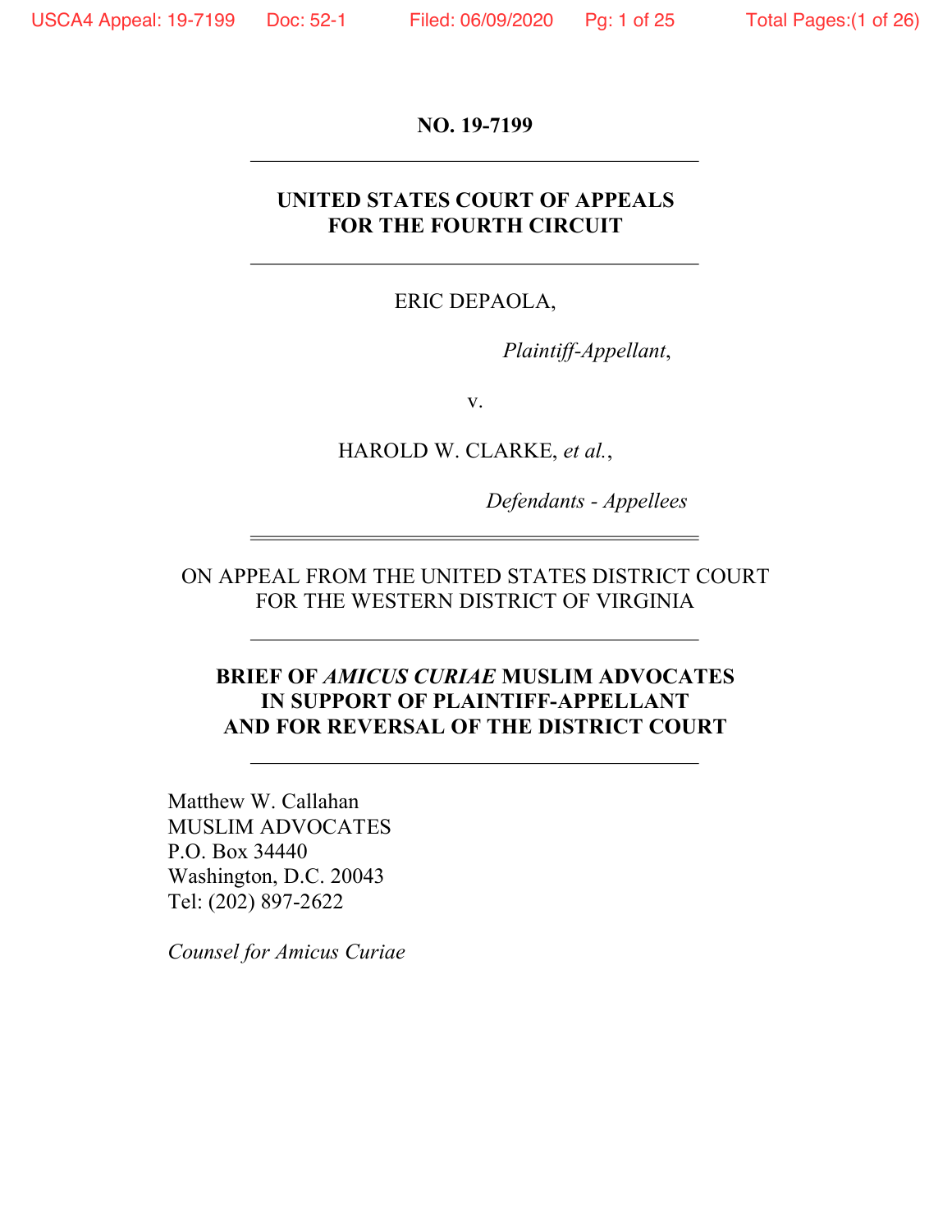**NO. 19-7199**

---

**UNITED STATES COURT OF APPEALS**
**FOR THE FOURTH CIRCUIT**

---

ERIC DEPAOLA,

*Plaintiff-Appellant*,

v.

HAROLD W. CLARKE, *et al.*,

*Defendants - Appellees*

---

ON APPEAL FROM THE UNITED STATES DISTRICT COURT
FOR THE WESTERN DISTRICT OF VIRGINIA

---

**BRIEF OF *AMICUS CURIAE* MUSLIM ADVOCATES**
**IN SUPPORT OF PLAINTIFF-APPELLANT**
**AND FOR REVERSAL OF THE DISTRICT COURT**

---

Matthew W. Callahan
MUSLIM ADVOCATES
P.O. Box 34440
Washington, D.C. 20043
Tel: (202) 897-2622

*Counsel for Amicus Curiae*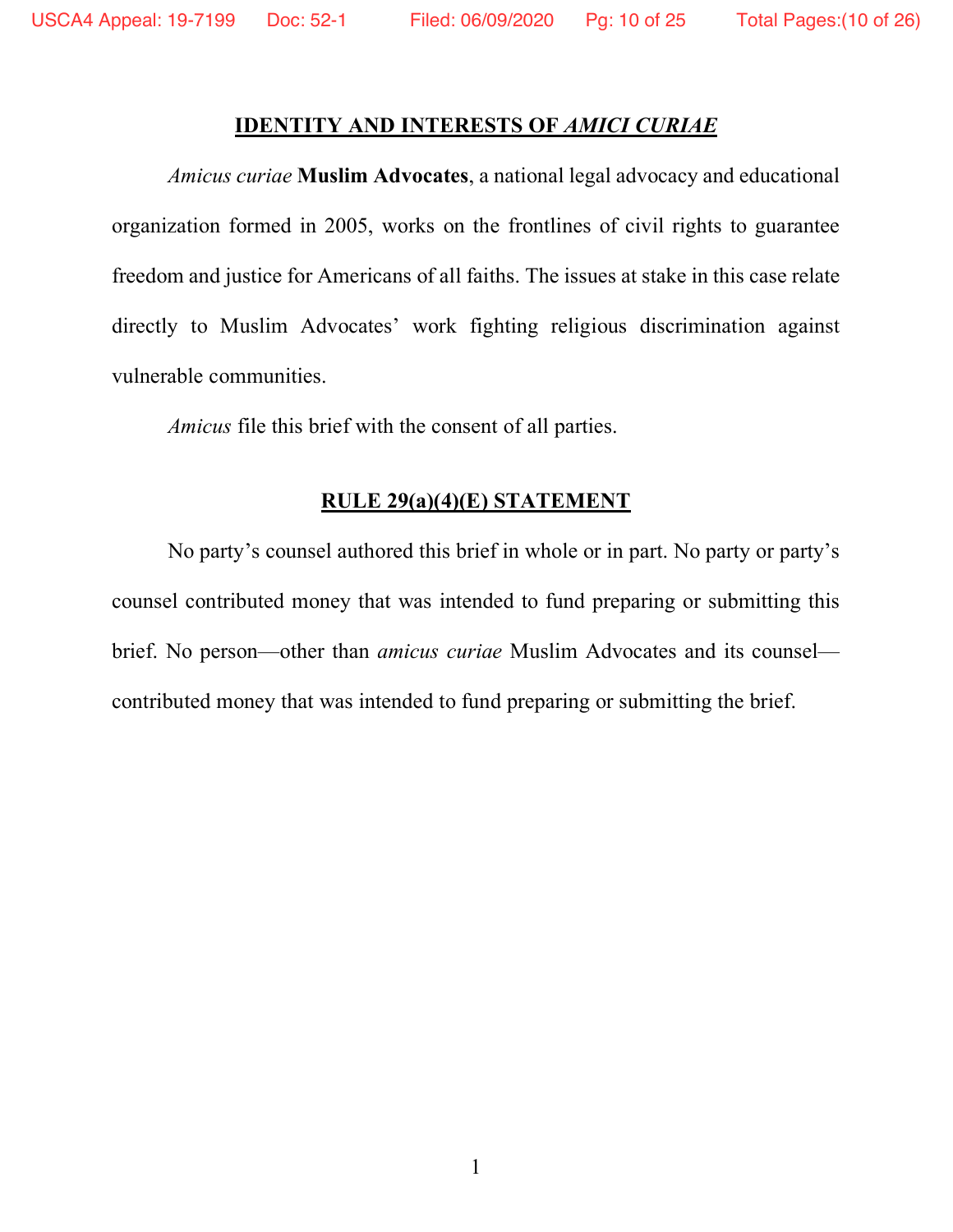## IDENTITY AND INTERESTS OF *AMICI CURIAE*

*Amicus curiae* **Muslim Advocates**, a national legal advocacy and educational organization formed in 2005, works on the frontlines of civil rights to guarantee freedom and justice for Americans of all faiths. The issues at stake in this case relate directly to Muslim Advocates' work fighting religious discrimination against vulnerable communities.

*Amicus* file this brief with the consent of all parties.

## RULE 29(a)(4)(E) STATEMENT

No party's counsel authored this brief in whole or in part. No party or party's counsel contributed money that was intended to fund preparing or submitting this brief. No person—other than *amicus curiae* Muslim Advocates and its counsel—contributed money that was intended to fund preparing or submitting the brief.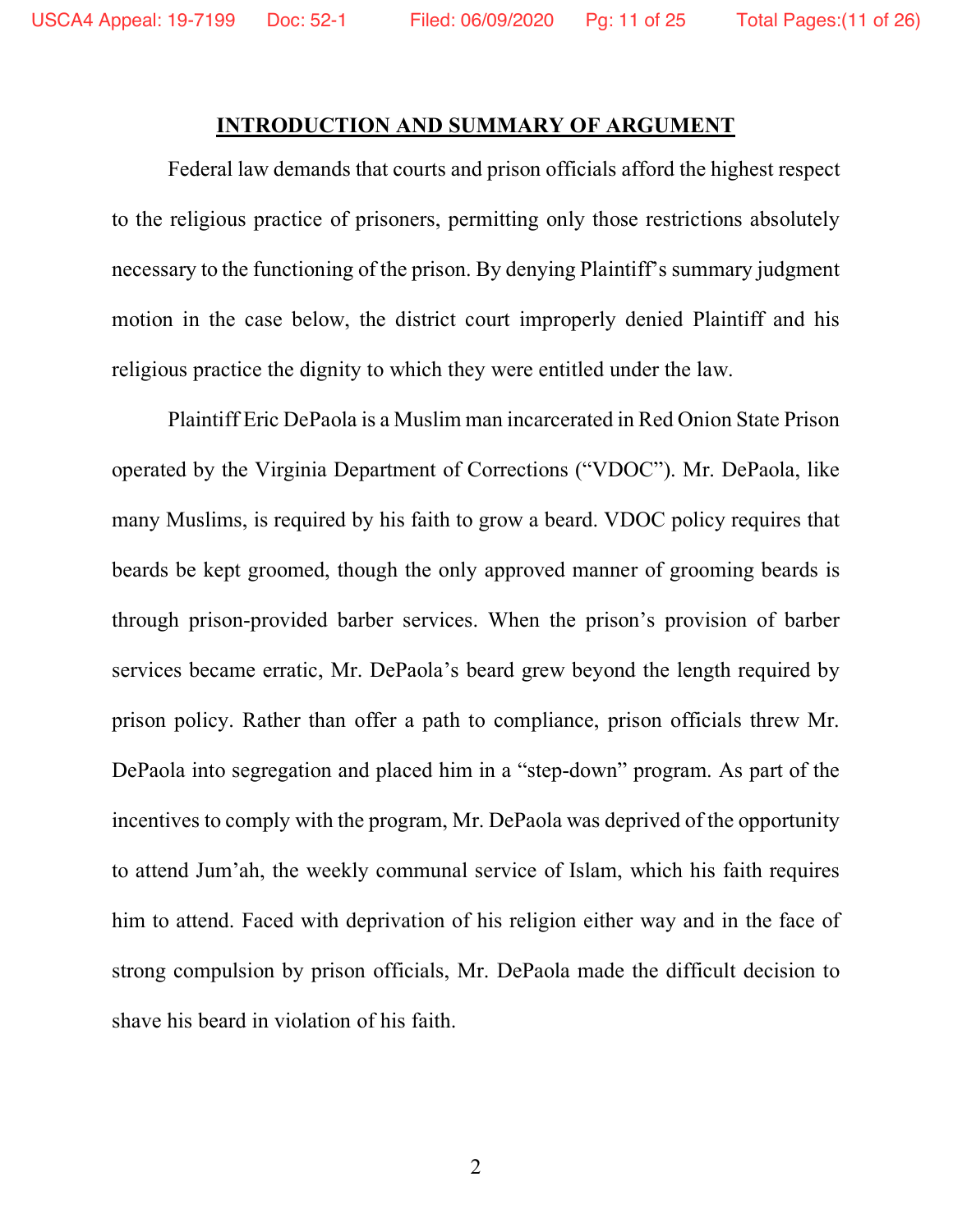## INTRODUCTION AND SUMMARY OF ARGUMENT

Federal law demands that courts and prison officials afford the highest respect to the religious practice of prisoners, permitting only those restrictions absolutely necessary to the functioning of the prison. By denying Plaintiff's summary judgment motion in the case below, the district court improperly denied Plaintiff and his religious practice the dignity to which they were entitled under the law.

Plaintiff Eric DePaola is a Muslim man incarcerated in Red Onion State Prison operated by the Virginia Department of Corrections ("VDOC"). Mr. DePaola, like many Muslims, is required by his faith to grow a beard. VDOC policy requires that beards be kept groomed, though the only approved manner of grooming beards is through prison-provided barber services. When the prison's provision of barber services became erratic, Mr. DePaola's beard grew beyond the length required by prison policy. Rather than offer a path to compliance, prison officials threw Mr. DePaola into segregation and placed him in a "step-down" program. As part of the incentives to comply with the program, Mr. DePaola was deprived of the opportunity to attend Jum'ah, the weekly communal service of Islam, which his faith requires him to attend. Faced with deprivation of his religion either way and in the face of strong compulsion by prison officials, Mr. DePaola made the difficult decision to shave his beard in violation of his faith.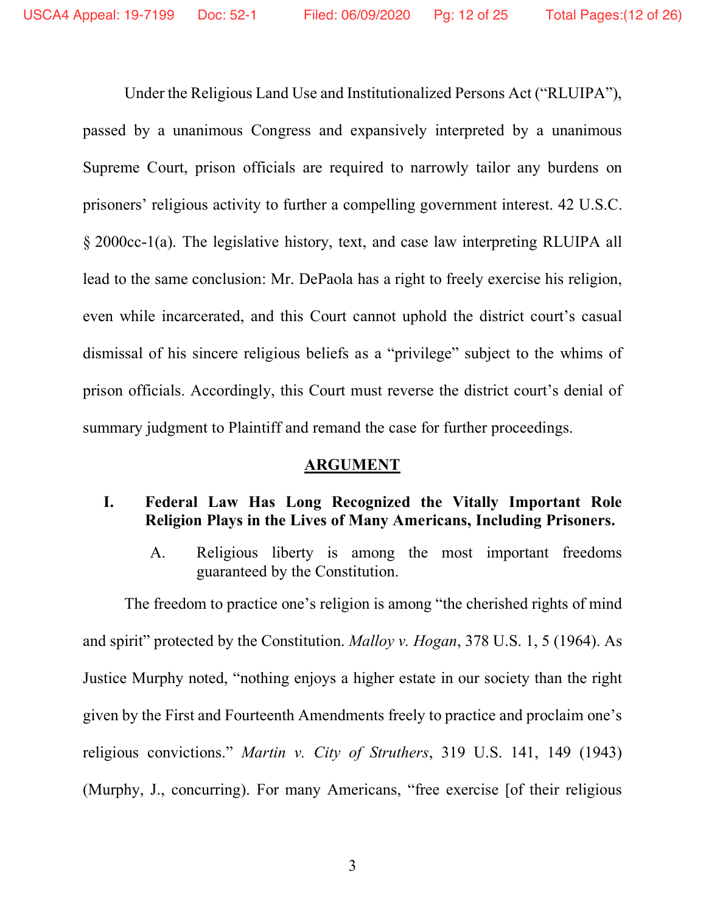Under the Religious Land Use and Institutionalized Persons Act ("RLUIPA"), passed by a unanimous Congress and expansively interpreted by a unanimous Supreme Court, prison officials are required to narrowly tailor any burdens on prisoners' religious activity to further a compelling government interest. 42 U.S.C. § 2000cc-1(a). The legislative history, text, and case law interpreting RLUIPA all lead to the same conclusion: Mr. DePaola has a right to freely exercise his religion, even while incarcerated, and this Court cannot uphold the district court's casual dismissal of his sincere religious beliefs as a "privilege" subject to the whims of prison officials. Accordingly, this Court must reverse the district court's denial of summary judgment to Plaintiff and remand the case for further proceedings.

## ARGUMENT

### I. Federal Law Has Long Recognized the Vitally Important Role Religion Plays in the Lives of Many Americans, Including Prisoners.

#### A. Religious liberty is among the most important freedoms guaranteed by the Constitution.

The freedom to practice one's religion is among "the cherished rights of mind and spirit" protected by the Constitution. *Malloy v. Hogan*, 378 U.S. 1, 5 (1964). As Justice Murphy noted, "nothing enjoys a higher estate in our society than the right given by the First and Fourteenth Amendments freely to practice and proclaim one's religious convictions." *Martin v. City of Struthers*, 319 U.S. 141, 149 (1943) (Murphy, J., concurring). For many Americans, "free exercise [of their religious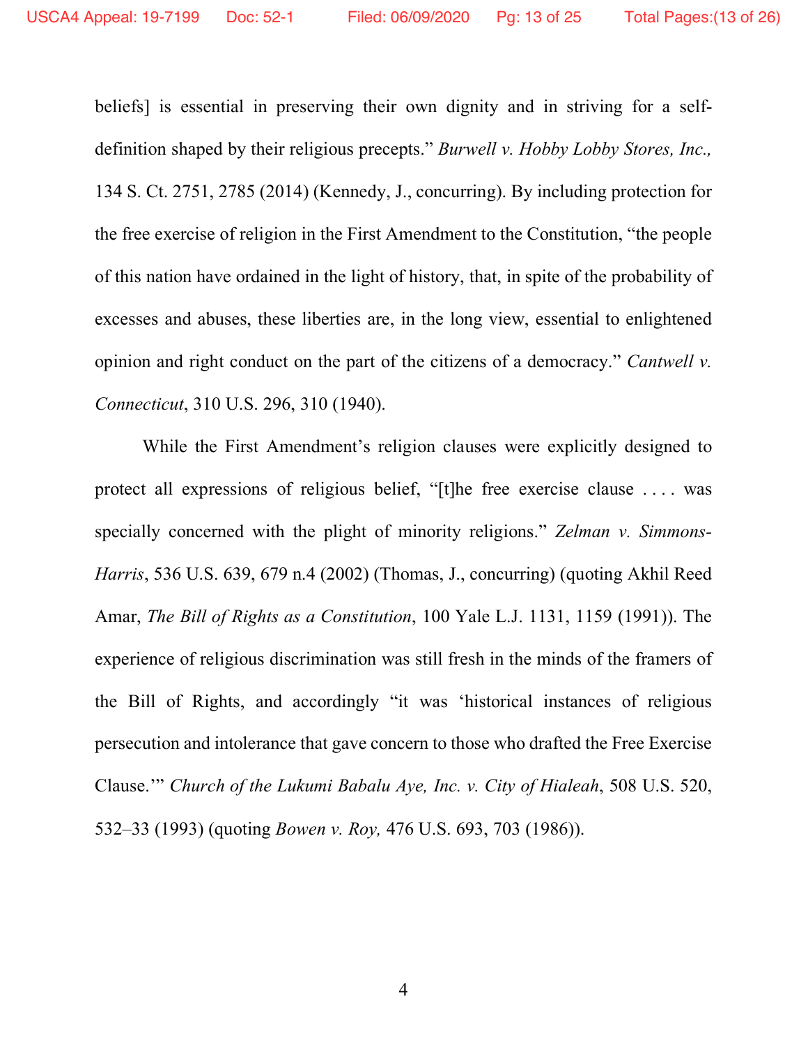beliefs] is essential in preserving their own dignity and in striving for a self-definition shaped by their religious precepts." *Burwell v. Hobby Lobby Stores, Inc.,* 134 S. Ct. 2751, 2785 (2014) (Kennedy, J., concurring). By including protection for the free exercise of religion in the First Amendment to the Constitution, "the people of this nation have ordained in the light of history, that, in spite of the probability of excesses and abuses, these liberties are, in the long view, essential to enlightened opinion and right conduct on the part of the citizens of a democracy." *Cantwell v. Connecticut*, 310 U.S. 296, 310 (1940).

While the First Amendment's religion clauses were explicitly designed to protect all expressions of religious belief, "[t]he free exercise clause . . . . was specially concerned with the plight of minority religions." *Zelman v. Simmons-Harris*, 536 U.S. 639, 679 n.4 (2002) (Thomas, J., concurring) (quoting Akhil Reed Amar, *The Bill of Rights as a Constitution*, 100 Yale L.J. 1131, 1159 (1991)). The experience of religious discrimination was still fresh in the minds of the framers of the Bill of Rights, and accordingly "it was 'historical instances of religious persecution and intolerance that gave concern to those who drafted the Free Exercise Clause.'" *Church of the Lukumi Babalu Aye, Inc. v. City of Hialeah*, 508 U.S. 520, 532–33 (1993) (quoting *Bowen v. Roy,* 476 U.S. 693, 703 (1986)).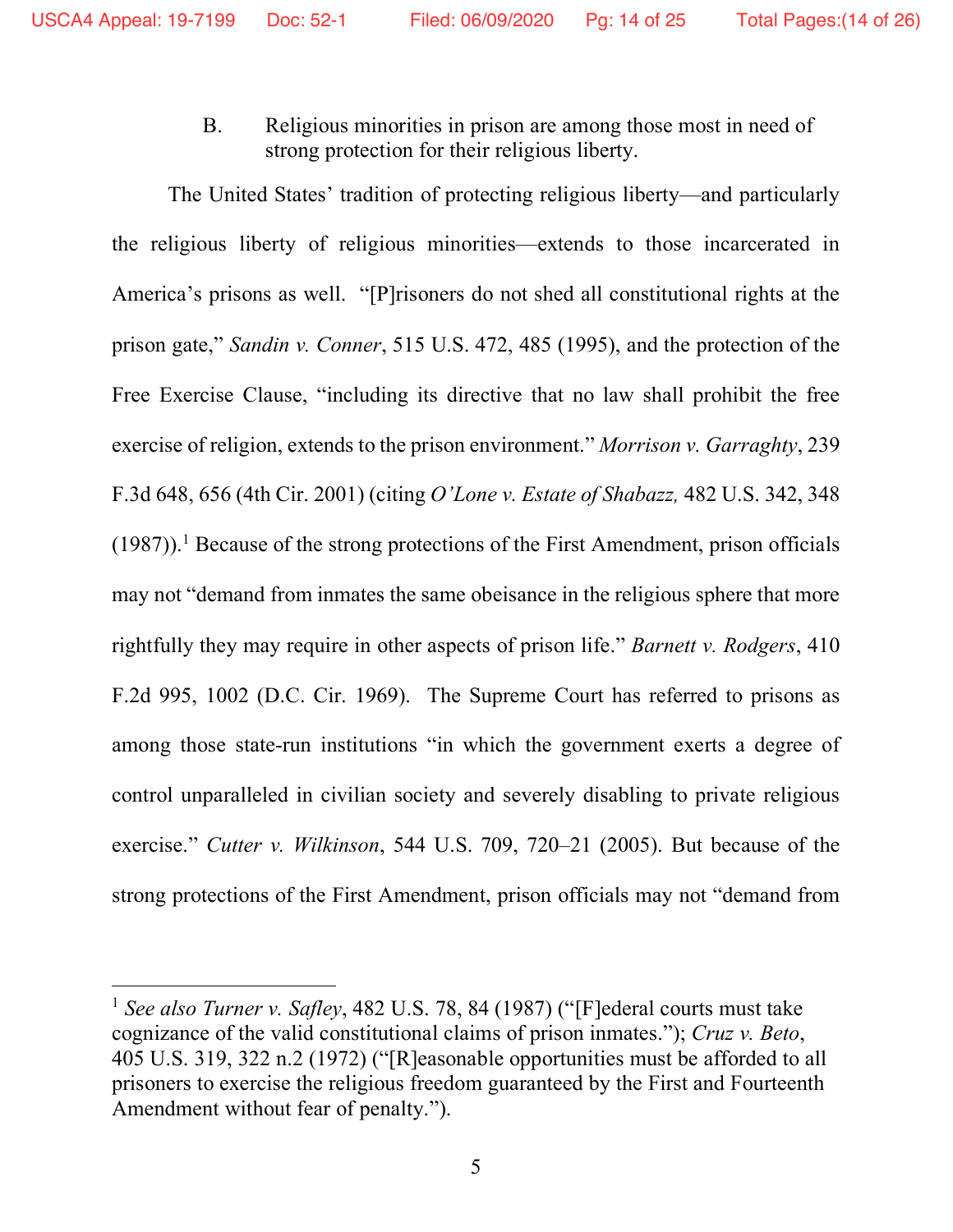### B. Religious minorities in prison are among those most in need of strong protection for their religious liberty.

The United States' tradition of protecting religious liberty—and particularly the religious liberty of religious minorities—extends to those incarcerated in America's prisons as well. "[P]risoners do not shed all constitutional rights at the prison gate," *Sandin v. Conner*, 515 U.S. 472, 485 (1995), and the protection of the Free Exercise Clause, "including its directive that no law shall prohibit the free exercise of religion, extends to the prison environment." *Morrison v. Garraghty*, 239 F.3d 648, 656 (4th Cir. 2001) (citing *O'Lone v. Estate of Shabazz,* 482 U.S. 342, 348 (1987)).[1] Because of the strong protections of the First Amendment, prison officials may not "demand from inmates the same obeisance in the religious sphere that more rightfully they may require in other aspects of prison life." *Barnett v. Rodgers*, 410 F.2d 995, 1002 (D.C. Cir. 1969). The Supreme Court has referred to prisons as among those state-run institutions "in which the government exerts a degree of control unparalleled in civilian society and severely disabling to private religious exercise." *Cutter v. Wilkinson*, 544 U.S. 709, 720–21 (2005). But because of the strong protections of the First Amendment, prison officials may not "demand from

[1] *See also Turner v. Safley*, 482 U.S. 78, 84 (1987) ("[F]ederal courts must take cognizance of the valid constitutional claims of prison inmates."); *Cruz v. Beto*, 405 U.S. 319, 322 n.2 (1972) ("[R]easonable opportunities must be afforded to all prisoners to exercise the religious freedom guaranteed by the First and Fourteenth Amendment without fear of penalty.").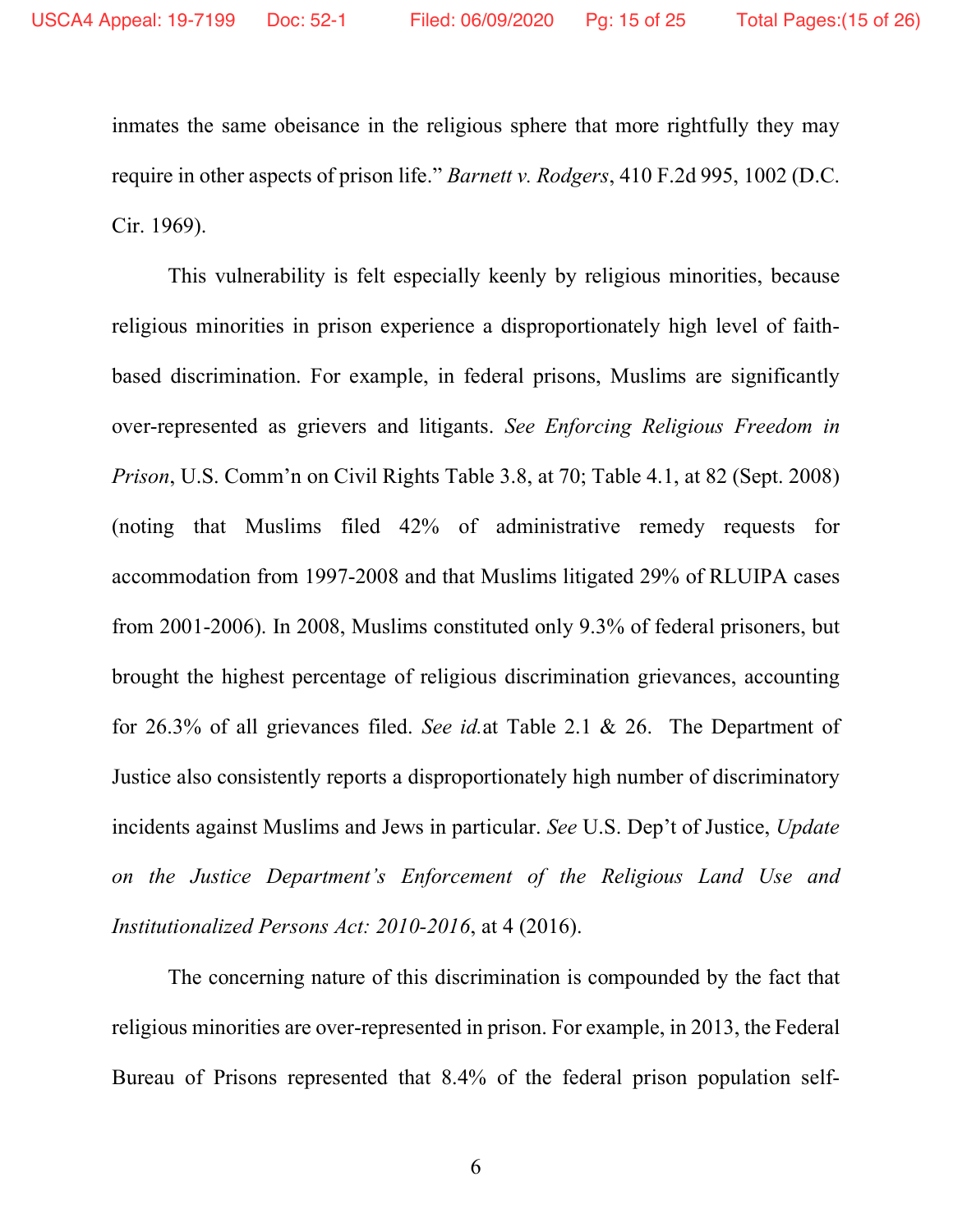inmates the same obeisance in the religious sphere that more rightfully they may require in other aspects of prison life." *Barnett v. Rodgers*, 410 F.2d 995, 1002 (D.C. Cir. 1969).

This vulnerability is felt especially keenly by religious minorities, because religious minorities in prison experience a disproportionately high level of faith-based discrimination. For example, in federal prisons, Muslims are significantly over-represented as grievers and litigants. *See Enforcing Religious Freedom in Prison*, U.S. Comm'n on Civil Rights Table 3.8, at 70; Table 4.1, at 82 (Sept. 2008) (noting that Muslims filed 42% of administrative remedy requests for accommodation from 1997-2008 and that Muslims litigated 29% of RLUIPA cases from 2001-2006). In 2008, Muslims constituted only 9.3% of federal prisoners, but brought the highest percentage of religious discrimination grievances, accounting for 26.3% of all grievances filed. *See id.*at Table 2.1 & 26. The Department of Justice also consistently reports a disproportionately high number of discriminatory incidents against Muslims and Jews in particular. *See* U.S. Dep't of Justice, *Update on the Justice Department's Enforcement of the Religious Land Use and Institutionalized Persons Act: 2010-2016*, at 4 (2016).

The concerning nature of this discrimination is compounded by the fact that religious minorities are over-represented in prison. For example, in 2013, the Federal Bureau of Prisons represented that 8.4% of the federal prison population self-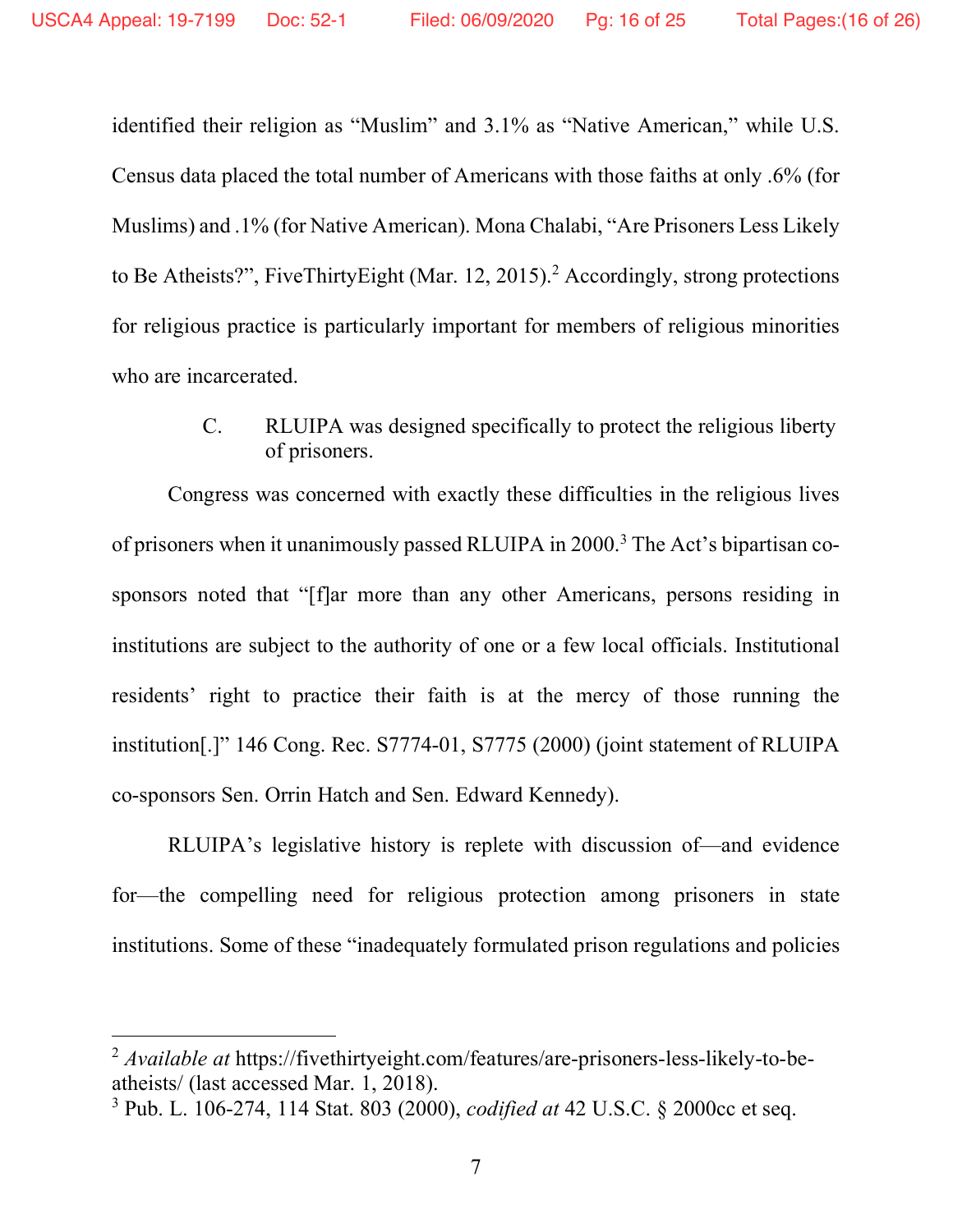identified their religion as "Muslim" and 3.1% as "Native American," while U.S. Census data placed the total number of Americans with those faiths at only .6% (for Muslims) and .1% (for Native American). Mona Chalabi, "Are Prisoners Less Likely to Be Atheists?", FiveThirtyEight (Mar. 12, 2015).[2] Accordingly, strong protections for religious practice is particularly important for members of religious minorities who are incarcerated.

### C. RLUIPA was designed specifically to protect the religious liberty of prisoners.

Congress was concerned with exactly these difficulties in the religious lives of prisoners when it unanimously passed RLUIPA in 2000.[3] The Act's bipartisan co-sponsors noted that "[f]ar more than any other Americans, persons residing in institutions are subject to the authority of one or a few local officials. Institutional residents' right to practice their faith is at the mercy of those running the institution[.]" 146 Cong. Rec. S7774-01, S7775 (2000) (joint statement of RLUIPA co-sponsors Sen. Orrin Hatch and Sen. Edward Kennedy).

RLUIPA's legislative history is replete with discussion of—and evidence for—the compelling need for religious protection among prisoners in state institutions. Some of these "inadequately formulated prison regulations and policies

---

[2] *Available at* https://fivethirtyeight.com/features/are-prisoners-less-likely-to-be-atheists/ (last accessed Mar. 1, 2018).

[3] Pub. L. 106-274, 114 Stat. 803 (2000), *codified at* 42 U.S.C. § 2000cc et seq.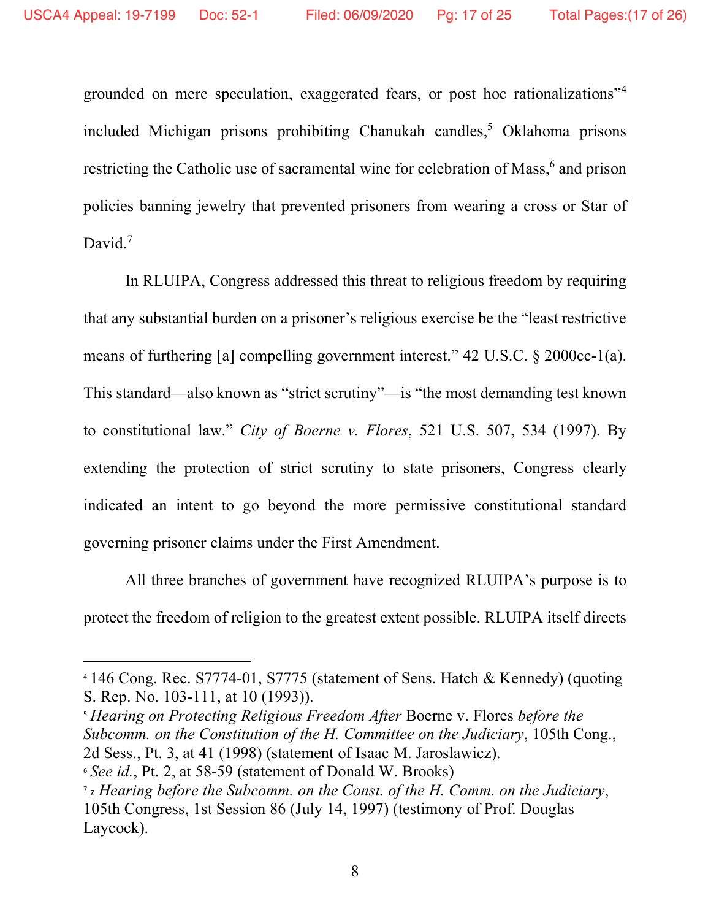grounded on mere speculation, exaggerated fears, or post hoc rationalizations"[4] included Michigan prisons prohibiting Chanukah candles,[5] Oklahoma prisons restricting the Catholic use of sacramental wine for celebration of Mass,[6] and prison policies banning jewelry that prevented prisoners from wearing a cross or Star of David.[7]

In RLUIPA, Congress addressed this threat to religious freedom by requiring that any substantial burden on a prisoner's religious exercise be the "least restrictive means of furthering [a] compelling government interest." 42 U.S.C. § 2000cc-1(a). This standard—also known as "strict scrutiny"—is "the most demanding test known to constitutional law." *City of Boerne v. Flores*, 521 U.S. 507, 534 (1997). By extending the protection of strict scrutiny to state prisoners, Congress clearly indicated an intent to go beyond the more permissive constitutional standard governing prisoner claims under the First Amendment.

All three branches of government have recognized RLUIPA's purpose is to protect the freedom of religion to the greatest extent possible. RLUIPA itself directs

---

[4] 146 Cong. Rec. S7774-01, S7775 (statement of Sens. Hatch & Kennedy) (quoting S. Rep. No. 103-111, at 10 (1993)).

[5] *Hearing on Protecting Religious Freedom After* Boerne v. Flores *before the Subcomm. on the Constitution of the H. Committee on the Judiciary*, 105th Cong., 2d Sess., Pt. 3, at 41 (1998) (statement of Isaac M. Jaroslawicz).

[6] *See id.*, Pt. 2, at 58-59 (statement of Donald W. Brooks)

[7] z *Hearing before the Subcomm. on the Const. of the H. Comm. on the Judiciary*, 105th Congress, 1st Session 86 (July 14, 1997) (testimony of Prof. Douglas Laycock).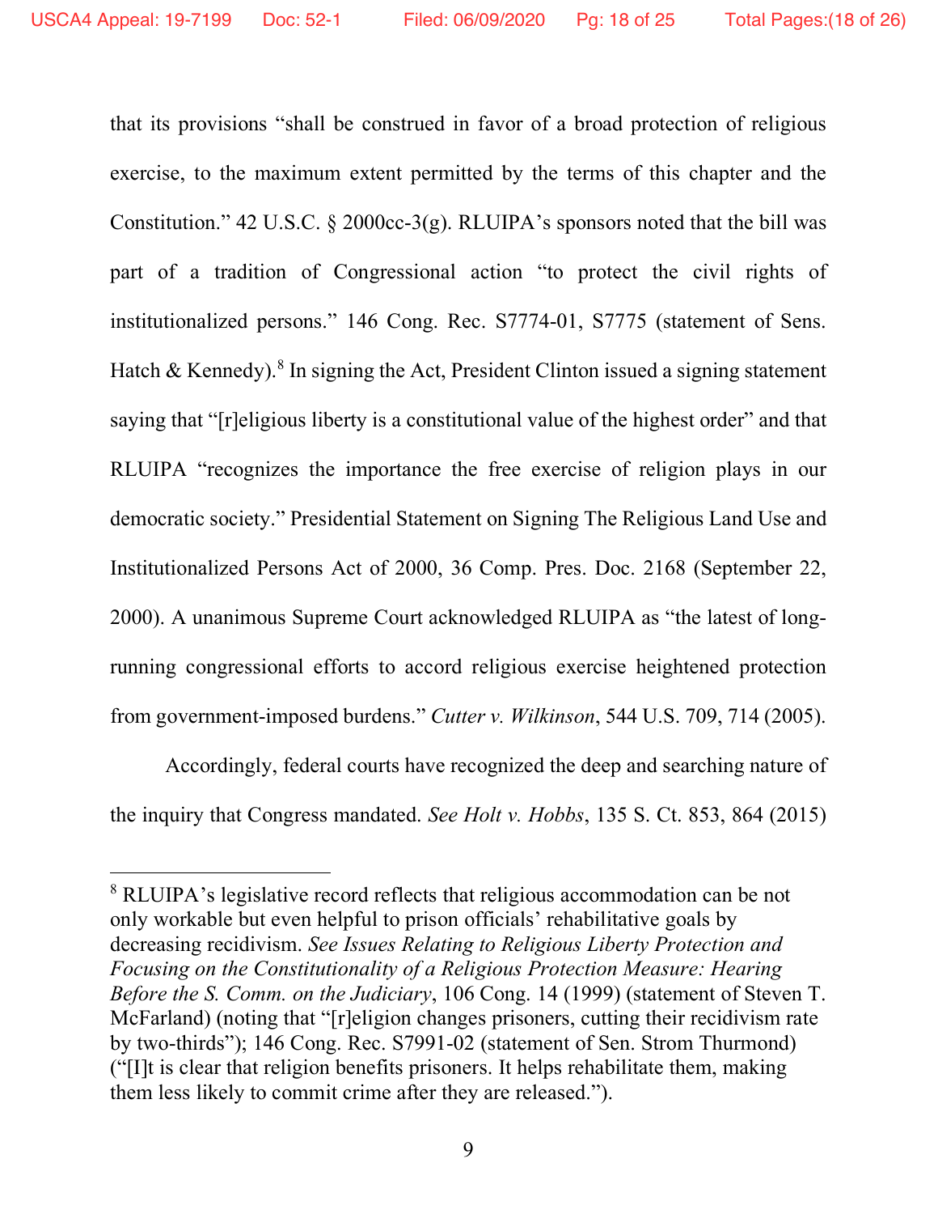that its provisions "shall be construed in favor of a broad protection of religious exercise, to the maximum extent permitted by the terms of this chapter and the Constitution." 42 U.S.C. § 2000cc-3(g). RLUIPA's sponsors noted that the bill was part of a tradition of Congressional action "to protect the civil rights of institutionalized persons." 146 Cong. Rec. S7774-01, S7775 (statement of Sens. Hatch & Kennedy).[8] In signing the Act, President Clinton issued a signing statement saying that "[r]eligious liberty is a constitutional value of the highest order" and that RLUIPA "recognizes the importance the free exercise of religion plays in our democratic society." Presidential Statement on Signing The Religious Land Use and Institutionalized Persons Act of 2000, 36 Comp. Pres. Doc. 2168 (September 22, 2000). A unanimous Supreme Court acknowledged RLUIPA as "the latest of long-running congressional efforts to accord religious exercise heightened protection from government-imposed burdens." *Cutter v. Wilkinson*, 544 U.S. 709, 714 (2005).

Accordingly, federal courts have recognized the deep and searching nature of the inquiry that Congress mandated. *See Holt v. Hobbs*, 135 S. Ct. 853, 864 (2015)

---

[8] RLUIPA's legislative record reflects that religious accommodation can be not only workable but even helpful to prison officials' rehabilitative goals by decreasing recidivism. *See Issues Relating to Religious Liberty Protection and Focusing on the Constitutionality of a Religious Protection Measure: Hearing Before the S. Comm. on the Judiciary*, 106 Cong. 14 (1999) (statement of Steven T. McFarland) (noting that "[r]eligion changes prisoners, cutting their recidivism rate by two-thirds"); 146 Cong. Rec. S7991-02 (statement of Sen. Strom Thurmond) ("[I]t is clear that religion benefits prisoners. It helps rehabilitate them, making them less likely to commit crime after they are released.").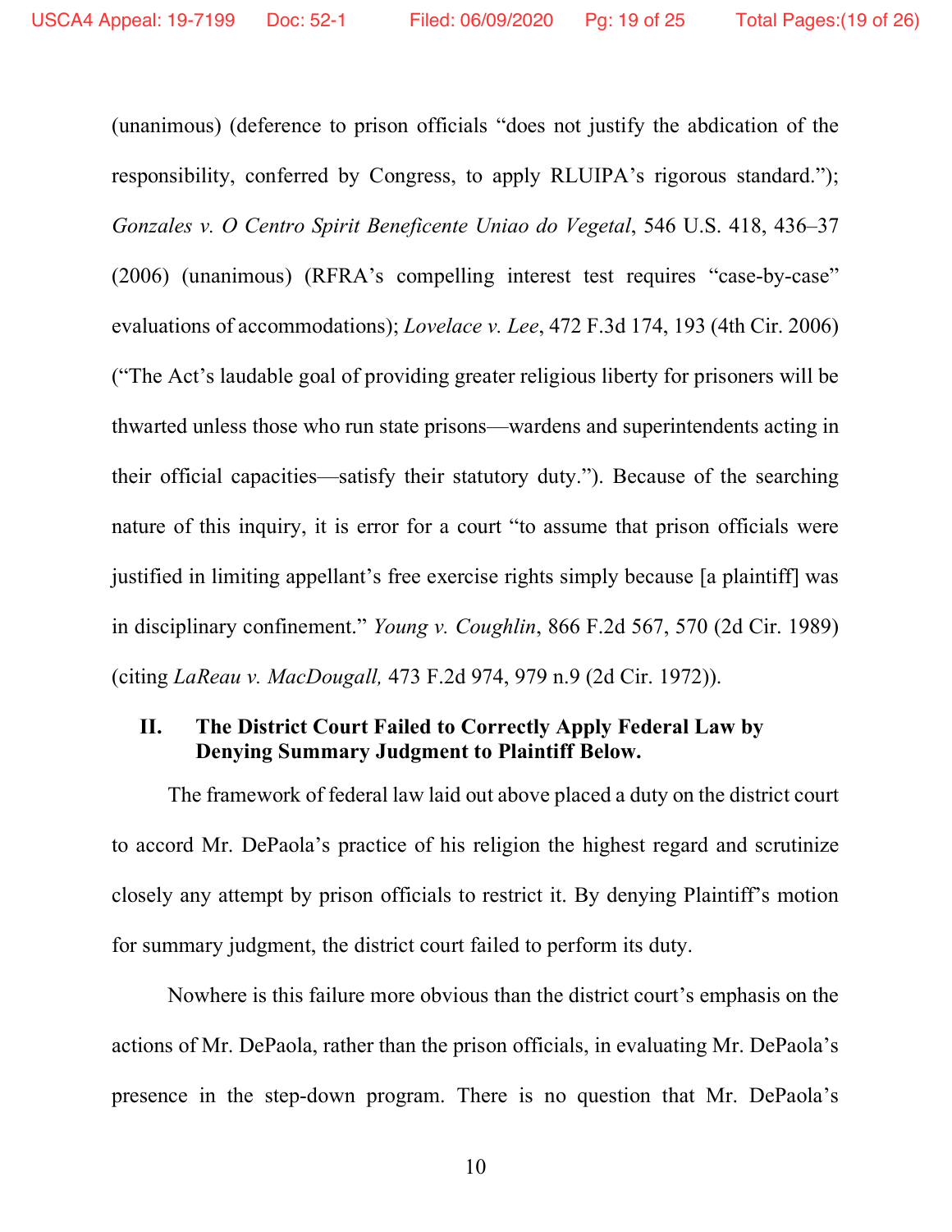(unanimous) (deference to prison officials "does not justify the abdication of the responsibility, conferred by Congress, to apply RLUIPA's rigorous standard."); *Gonzales v. O Centro Spirit Beneficente Uniao do Vegetal*, 546 U.S. 418, 436–37 (2006) (unanimous) (RFRA's compelling interest test requires "case-by-case" evaluations of accommodations); *Lovelace v. Lee*, 472 F.3d 174, 193 (4th Cir. 2006) ("The Act's laudable goal of providing greater religious liberty for prisoners will be thwarted unless those who run state prisons—wardens and superintendents acting in their official capacities—satisfy their statutory duty."). Because of the searching nature of this inquiry, it is error for a court "to assume that prison officials were justified in limiting appellant's free exercise rights simply because [a plaintiff] was in disciplinary confinement." *Young v. Coughlin*, 866 F.2d 567, 570 (2d Cir. 1989) (citing *LaReau v. MacDougall,* 473 F.2d 974, 979 n.9 (2d Cir. 1972)).

## II. The District Court Failed to Correctly Apply Federal Law by Denying Summary Judgment to Plaintiff Below.

The framework of federal law laid out above placed a duty on the district court to accord Mr. DePaola's practice of his religion the highest regard and scrutinize closely any attempt by prison officials to restrict it. By denying Plaintiff's motion for summary judgment, the district court failed to perform its duty.

Nowhere is this failure more obvious than the district court's emphasis on the actions of Mr. DePaola, rather than the prison officials, in evaluating Mr. DePaola's presence in the step-down program. There is no question that Mr. DePaola's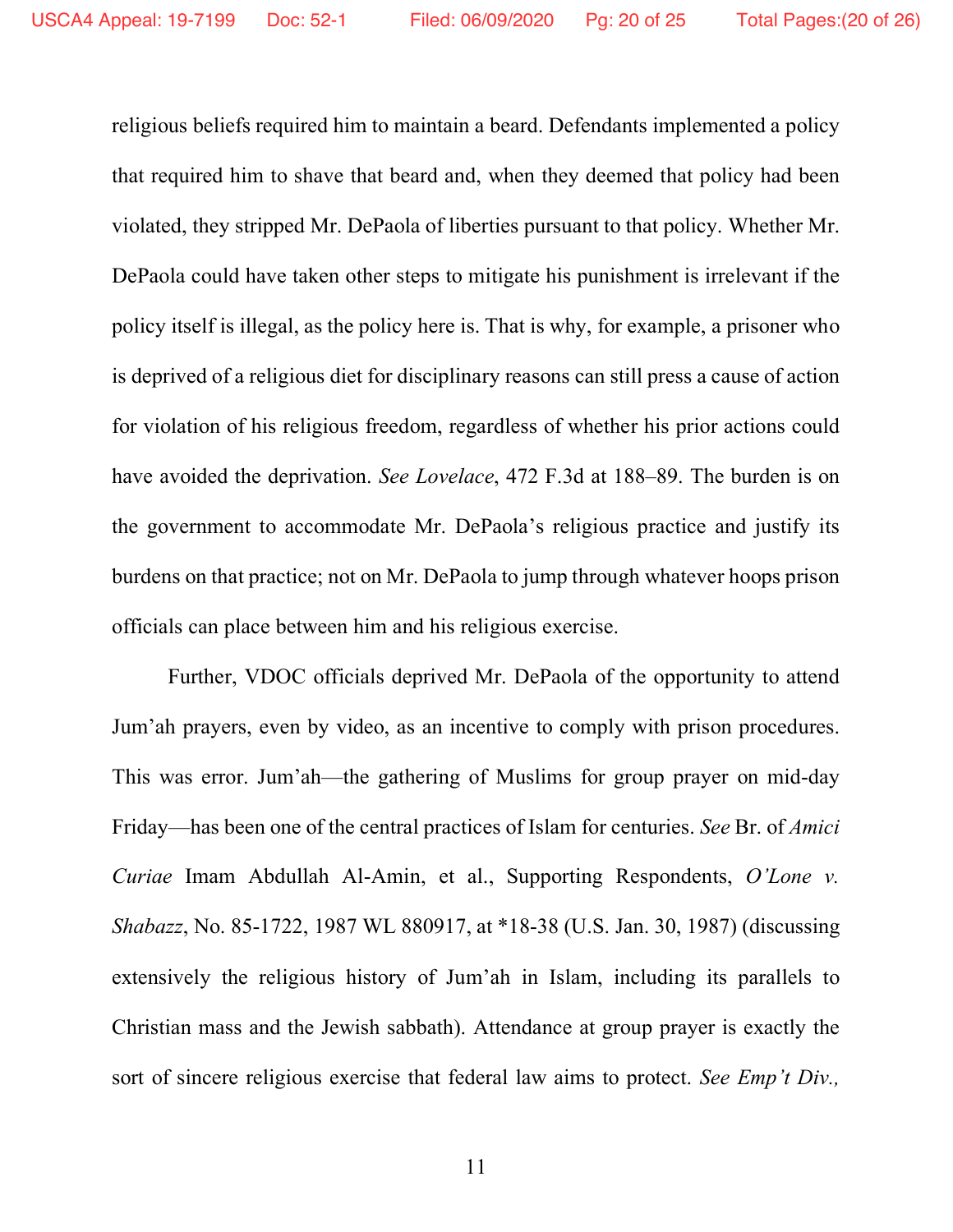religious beliefs required him to maintain a beard. Defendants implemented a policy that required him to shave that beard and, when they deemed that policy had been violated, they stripped Mr. DePaola of liberties pursuant to that policy. Whether Mr. DePaola could have taken other steps to mitigate his punishment is irrelevant if the policy itself is illegal, as the policy here is. That is why, for example, a prisoner who is deprived of a religious diet for disciplinary reasons can still press a cause of action for violation of his religious freedom, regardless of whether his prior actions could have avoided the deprivation. *See Lovelace*, 472 F.3d at 188–89. The burden is on the government to accommodate Mr. DePaola's religious practice and justify its burdens on that practice; not on Mr. DePaola to jump through whatever hoops prison officials can place between him and his religious exercise.

Further, VDOC officials deprived Mr. DePaola of the opportunity to attend Jum'ah prayers, even by video, as an incentive to comply with prison procedures. This was error. Jum'ah—the gathering of Muslims for group prayer on mid-day Friday—has been one of the central practices of Islam for centuries. *See* Br. of *Amici Curiae* Imam Abdullah Al-Amin, et al., Supporting Respondents, *O'Lone v. Shabazz*, No. 85-1722, 1987 WL 880917, at *18-38 (U.S. Jan. 30, 1987) (discussing extensively the religious history of Jum'ah in Islam, including its parallels to Christian mass and the Jewish sabbath). Attendance at group prayer is exactly the sort of sincere religious exercise that federal law aims to protect. *See Emp't Div.,*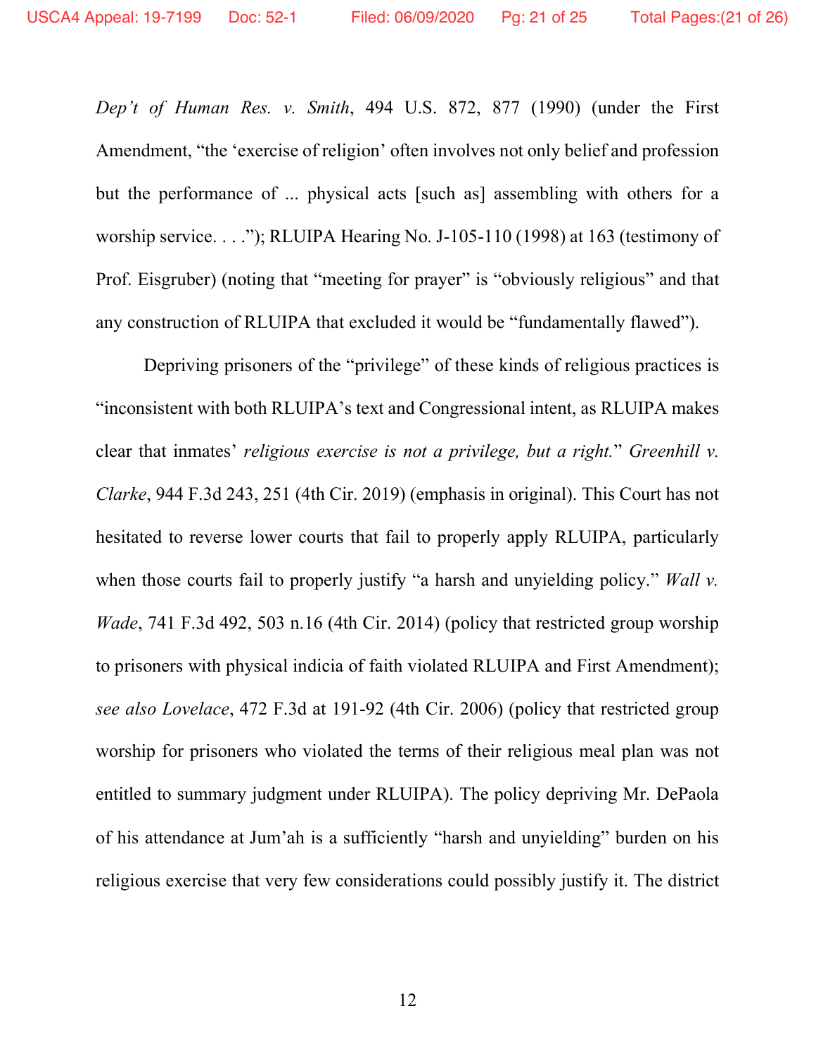*Dep't of Human Res. v. Smith*, 494 U.S. 872, 877 (1990) (under the First Amendment, "the 'exercise of religion' often involves not only belief and profession but the performance of ... physical acts [such as] assembling with others for a worship service. . . ."); RLUIPA Hearing No. J-105-110 (1998) at 163 (testimony of Prof. Eisgruber) (noting that "meeting for prayer" is "obviously religious" and that any construction of RLUIPA that excluded it would be "fundamentally flawed").

Depriving prisoners of the "privilege" of these kinds of religious practices is "inconsistent with both RLUIPA's text and Congressional intent, as RLUIPA makes clear that inmates' *religious exercise is not a privilege, but a right.*" *Greenhill v. Clarke*, 944 F.3d 243, 251 (4th Cir. 2019) (emphasis in original). This Court has not hesitated to reverse lower courts that fail to properly apply RLUIPA, particularly when those courts fail to properly justify "a harsh and unyielding policy." *Wall v. Wade*, 741 F.3d 492, 503 n.16 (4th Cir. 2014) (policy that restricted group worship to prisoners with physical indicia of faith violated RLUIPA and First Amendment); *see also Lovelace*, 472 F.3d at 191-92 (4th Cir. 2006) (policy that restricted group worship for prisoners who violated the terms of their religious meal plan was not entitled to summary judgment under RLUIPA). The policy depriving Mr. DePaola of his attendance at Jum'ah is a sufficiently "harsh and unyielding" burden on his religious exercise that very few considerations could possibly justify it. The district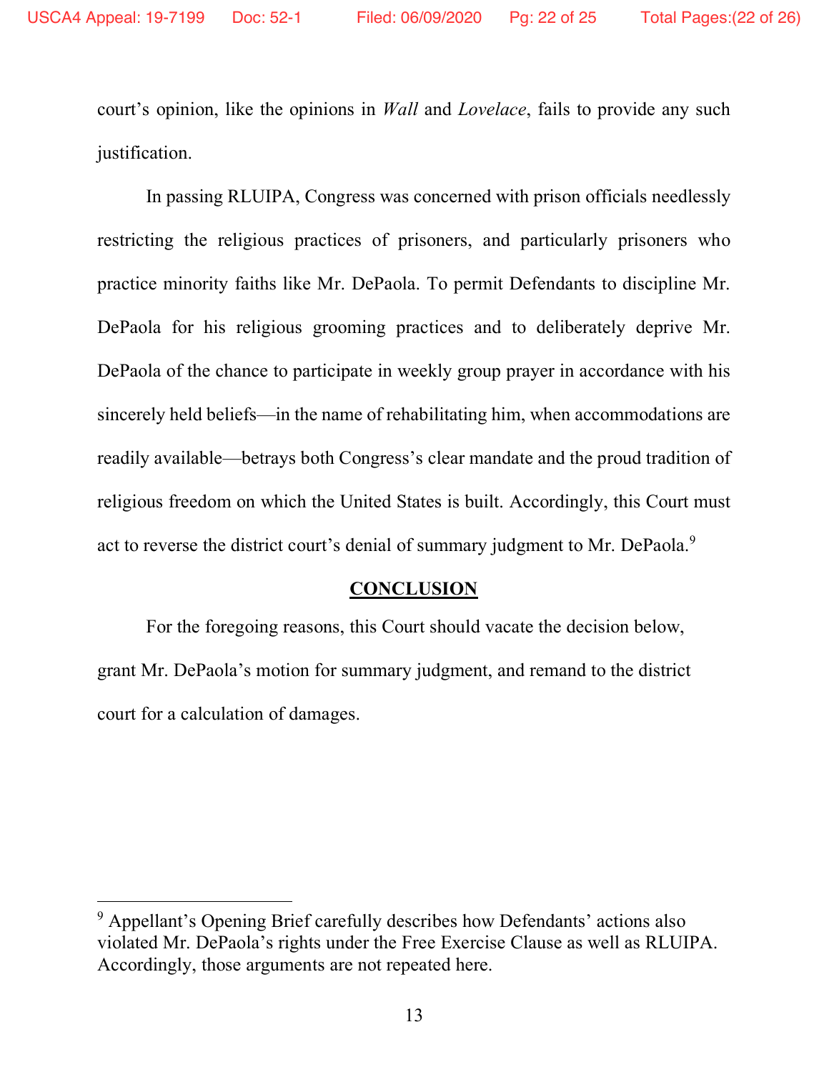court's opinion, like the opinions in *Wall* and *Lovelace*, fails to provide any such justification.

In passing RLUIPA, Congress was concerned with prison officials needlessly restricting the religious practices of prisoners, and particularly prisoners who practice minority faiths like Mr. DePaola. To permit Defendants to discipline Mr. DePaola for his religious grooming practices and to deliberately deprive Mr. DePaola of the chance to participate in weekly group prayer in accordance with his sincerely held beliefs—in the name of rehabilitating him, when accommodations are readily available—betrays both Congress's clear mandate and the proud tradition of religious freedom on which the United States is built. Accordingly, this Court must act to reverse the district court's denial of summary judgment to Mr. DePaola.[9]

## CONCLUSION

For the foregoing reasons, this Court should vacate the decision below, grant Mr. DePaola's motion for summary judgment, and remand to the district court for a calculation of damages.

---

[9] Appellant's Opening Brief carefully describes how Defendants' actions also violated Mr. DePaola's rights under the Free Exercise Clause as well as RLUIPA. Accordingly, those arguments are not repeated here.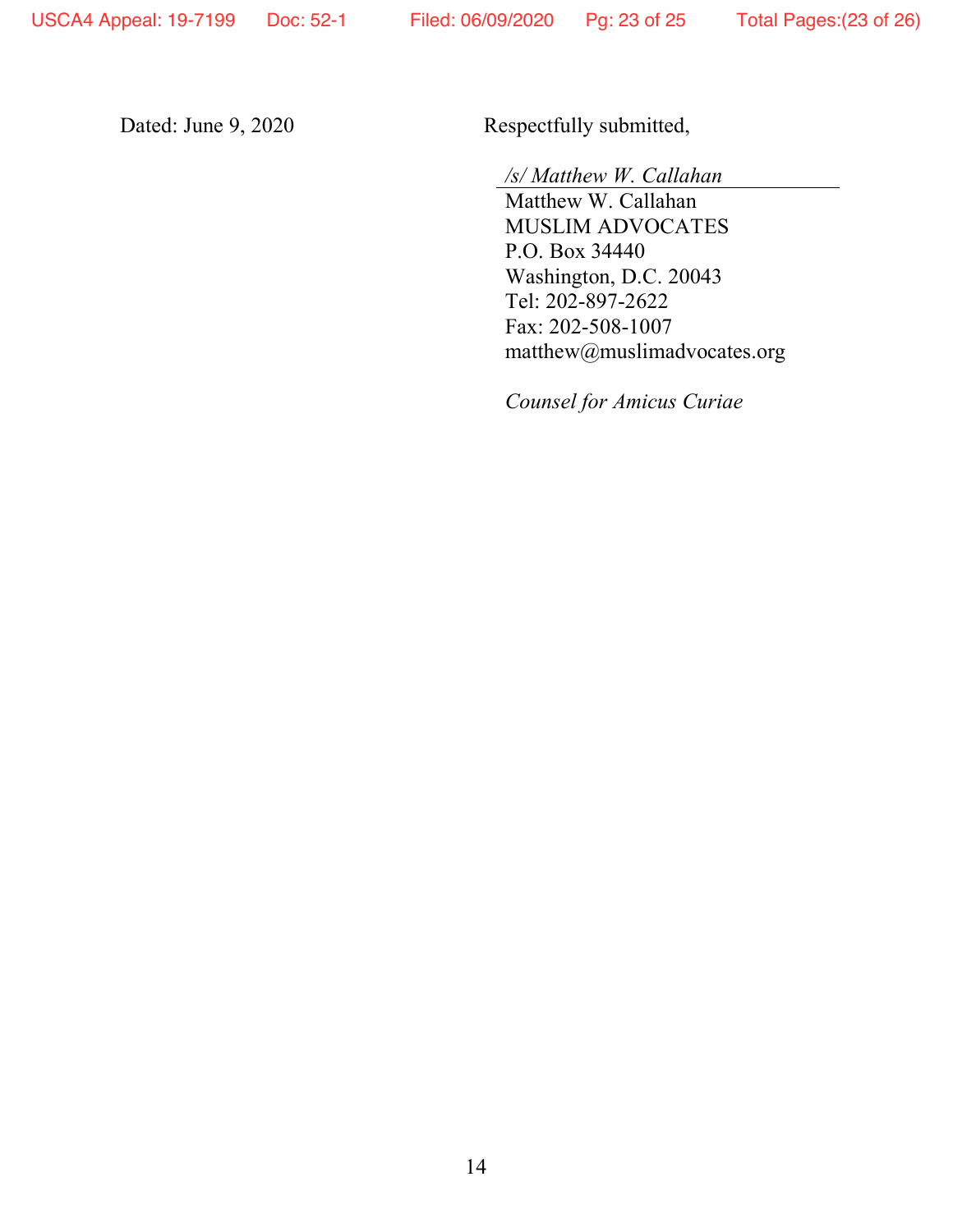Dated: June 9, 2020

Respectfully submitted,

*/s/ Matthew W. Callahan*

Matthew W. Callahan
MUSLIM ADVOCATES
P.O. Box 34440
Washington, D.C. 20043
Tel: 202-897-2622
Fax: 202-508-1007
matthew@muslimadvocates.org

*Counsel for Amicus Curiae*